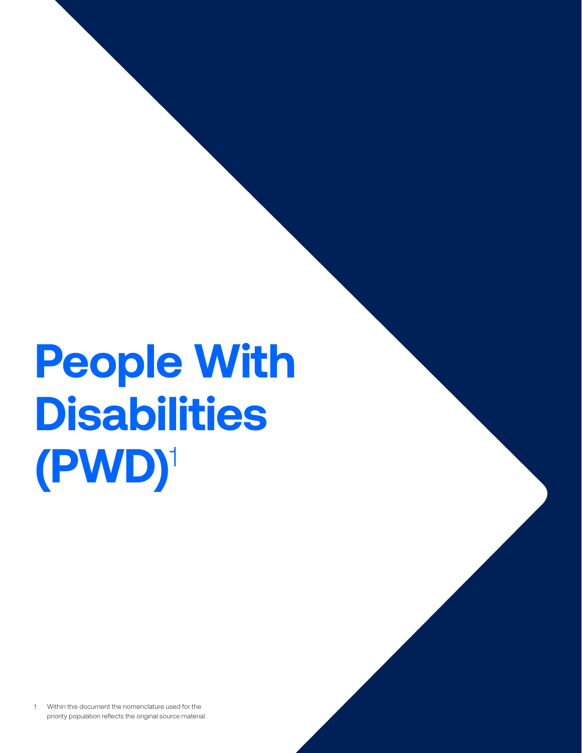# People With Disabilities (PWD)[1]

[1] Within this document the nomenclature used for the priority population reflects the original source material.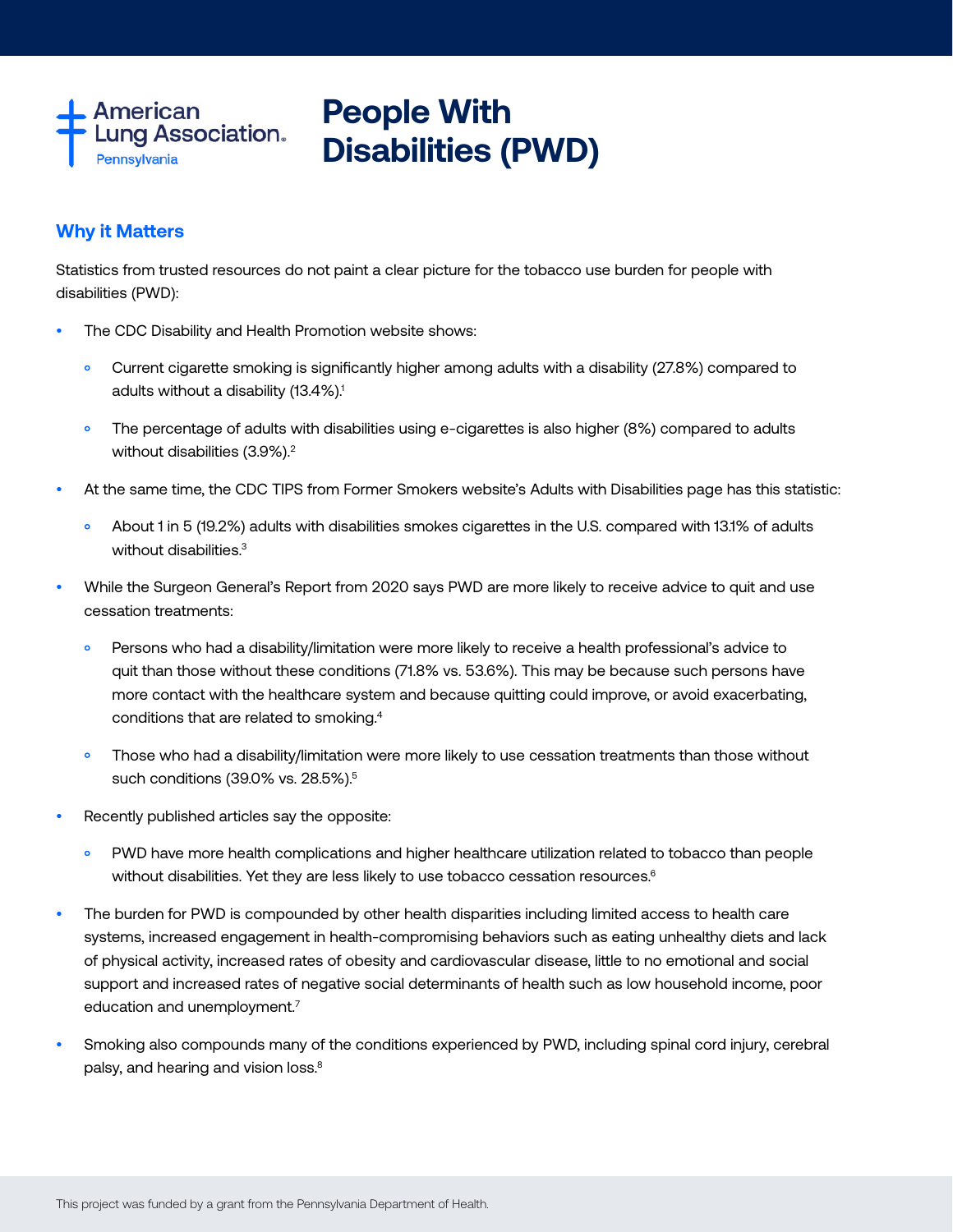American Lung Association. Pennsylvania

# People With Disabilities (PWD)

## Why it Matters

Statistics from trusted resources do not paint a clear picture for the tobacco use burden for people with disabilities (PWD):

- The CDC Disability and Health Promotion website shows:
  - Current cigarette smoking is significantly higher among adults with a disability (27.8%) compared to adults without a disability (13.4%).[1]
  - The percentage of adults with disabilities using e-cigarettes is also higher (8%) compared to adults without disabilities (3.9%).[2]
- At the same time, the CDC TIPS from Former Smokers website's Adults with Disabilities page has this statistic:
  - About 1 in 5 (19.2%) adults with disabilities smokes cigarettes in the U.S. compared with 13.1% of adults without disabilities.[3]
- While the Surgeon General's Report from 2020 says PWD are more likely to receive advice to quit and use cessation treatments:
  - Persons who had a disability/limitation were more likely to receive a health professional's advice to quit than those without these conditions (71.8% vs. 53.6%). This may be because such persons have more contact with the healthcare system and because quitting could improve, or avoid exacerbating, conditions that are related to smoking.[4]
  - Those who had a disability/limitation were more likely to use cessation treatments than those without such conditions (39.0% vs. 28.5%).[5]
- Recently published articles say the opposite:
  - PWD have more health complications and higher healthcare utilization related to tobacco than people without disabilities. Yet they are less likely to use tobacco cessation resources.[6]
- The burden for PWD is compounded by other health disparities including limited access to health care systems, increased engagement in health-compromising behaviors such as eating unhealthy diets and lack of physical activity, increased rates of obesity and cardiovascular disease, little to no emotional and social support and increased rates of negative social determinants of health such as low household income, poor education and unemployment.[7]
- Smoking also compounds many of the conditions experienced by PWD, including spinal cord injury, cerebral palsy, and hearing and vision loss.[8]

This project was funded by a grant from the Pennsylvania Department of Health.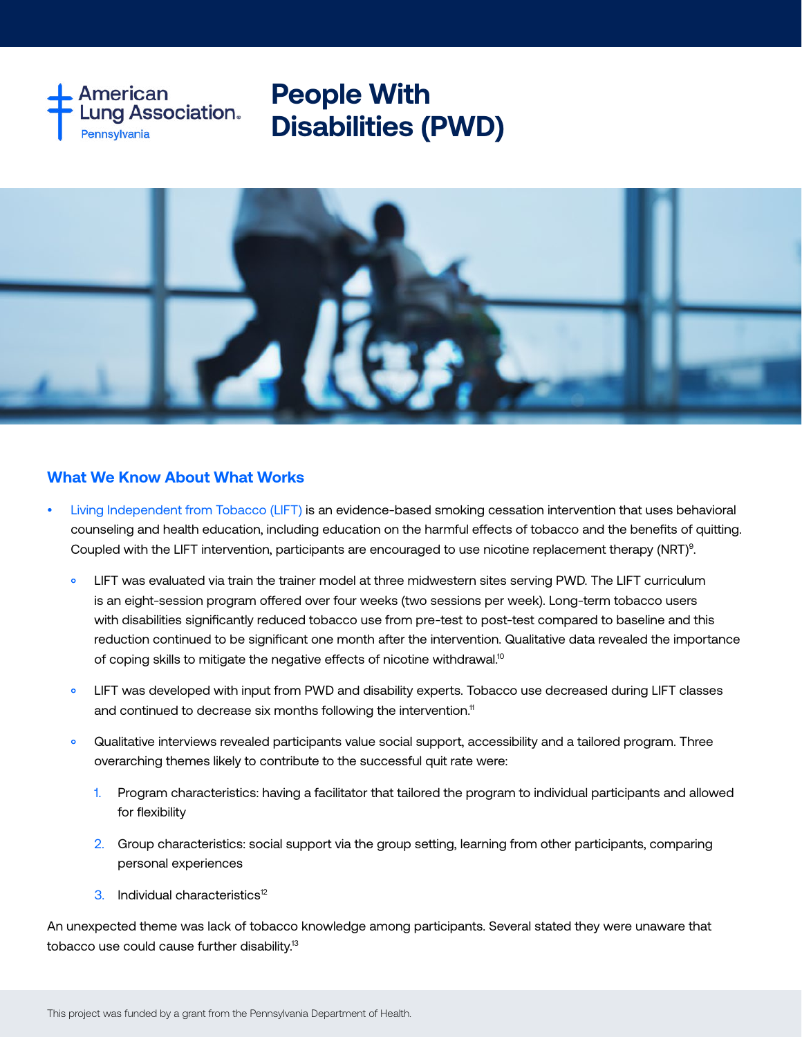# People With Disabilities (PWD)

## What We Know About What Works

- Living Independent from Tobacco (LIFT) is an evidence-based smoking cessation intervention that uses behavioral counseling and health education, including education on the harmful effects of tobacco and the benefits of quitting. Coupled with the LIFT intervention, participants are encouraged to use nicotine replacement therapy (NRT)[9].
  - LIFT was evaluated via train the trainer model at three midwestern sites serving PWD. The LIFT curriculum is an eight-session program offered over four weeks (two sessions per week). Long-term tobacco users with disabilities significantly reduced tobacco use from pre-test to post-test compared to baseline and this reduction continued to be significant one month after the intervention. Qualitative data revealed the importance of coping skills to mitigate the negative effects of nicotine withdrawal.[10]
  - LIFT was developed with input from PWD and disability experts. Tobacco use decreased during LIFT classes and continued to decrease six months following the intervention.[11]
  - Qualitative interviews revealed participants value social support, accessibility and a tailored program. Three overarching themes likely to contribute to the successful quit rate were:
    1. Program characteristics: having a facilitator that tailored the program to individual participants and allowed for flexibility
    2. Group characteristics: social support via the group setting, learning from other participants, comparing personal experiences
    3. Individual characteristics[12]

An unexpected theme was lack of tobacco knowledge among participants. Several stated they were unaware that tobacco use could cause further disability.[13]

This project was funded by a grant from the Pennsylvania Department of Health.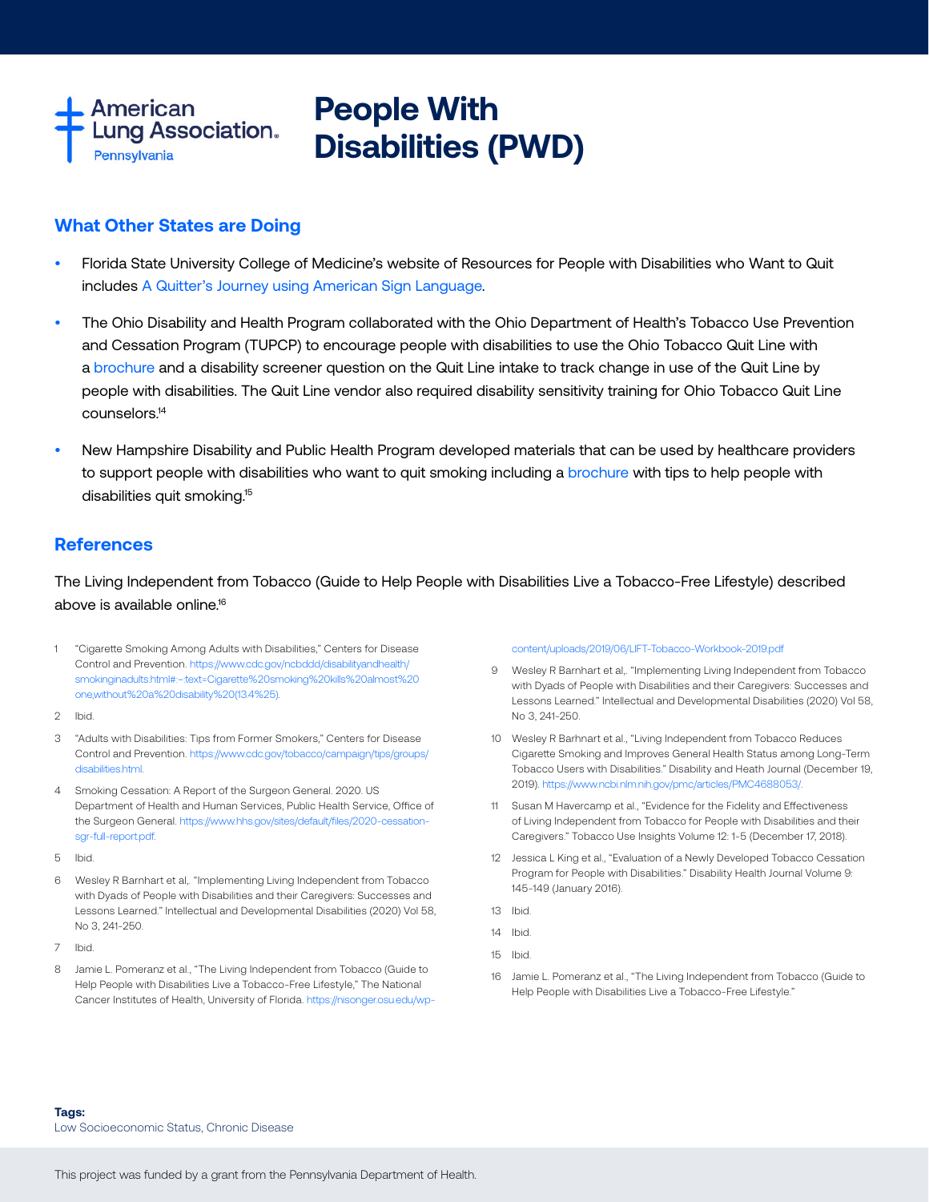# People With Disabilities (PWD)

## What Other States are Doing

- Florida State University College of Medicine's website of Resources for People with Disabilities who Want to Quit includes A Quitter's Journey using American Sign Language.
- The Ohio Disability and Health Program collaborated with the Ohio Department of Health's Tobacco Use Prevention and Cessation Program (TUPCP) to encourage people with disabilities to use the Ohio Tobacco Quit Line with a brochure and a disability screener question on the Quit Line intake to track change in use of the Quit Line by people with disabilities. The Quit Line vendor also required disability sensitivity training for Ohio Tobacco Quit Line counselors.[14]
- New Hampshire Disability and Public Health Program developed materials that can be used by healthcare providers to support people with disabilities who want to quit smoking including a brochure with tips to help people with disabilities quit smoking.[15]

## References

The Living Independent from Tobacco (Guide to Help People with Disabilities Live a Tobacco-Free Lifestyle) described above is available online.[16]

1. "Cigarette Smoking Among Adults with Disabilities," Centers for Disease Control and Prevention. https://www.cdc.gov/ncbddd/disabilityandhealth/smokinginadults.html#:~:text=Cigarette%20smoking%20kills%20almost%20one,without%20a%20disability%20(13.4%25).
2. Ibid.
3. "Adults with Disabilities: Tips from Former Smokers," Centers for Disease Control and Prevention. https://www.cdc.gov/tobacco/campaign/tips/groups/disabilities.html.
4. Smoking Cessation: A Report of the Surgeon General. 2020. US Department of Health and Human Services, Public Health Service, Office of the Surgeon General. https://www.hhs.gov/sites/default/files/2020-cessation-sgr-full-report.pdf.
5. Ibid.
6. Wesley R Barnhart et al,. "Implementing Living Independent from Tobacco with Dyads of People with Disabilities and their Caregivers: Successes and Lessons Learned." Intellectual and Developmental Disabilities (2020) Vol 58, No 3, 241-250.
7. Ibid.
8. Jamie L. Pomeranz et al., "The Living Independent from Tobacco (Guide to Help People with Disabilities Live a Tobacco-Free Lifestyle," The National Cancer Institutes of Health, University of Florida. https://nisonger.osu.edu/wp-content/uploads/2019/06/LIFT-Tobacco-Workbook-2019.pdf
9. Wesley R Barnhart et al,. "Implementing Living Independent from Tobacco with Dyads of People with Disabilities and their Caregivers: Successes and Lessons Learned." Intellectual and Developmental Disabilities (2020) Vol 58, No 3, 241-250.
10. Wesley R Barhnart et al., "Living Independent from Tobacco Reduces Cigarette Smoking and Improves General Health Status among Long-Term Tobacco Users with Disabilities." Disability and Heath Journal (December 19, 2019). https://www.ncbi.nlm.nih.gov/pmc/articles/PMC4688053/.
11. Susan M Havercamp et al., "Evidence for the Fidelity and Effectiveness of Living Independent from Tobacco for People with Disabilities and their Caregivers." Tobacco Use Insights Volume 12: 1-5 (December 17, 2018).
12. Jessica L King et al., "Evaluation of a Newly Developed Tobacco Cessation Program for People with Disabilities." Disability Health Journal Volume 9: 145-149 (January 2016).
13. Ibid.
14. Ibid.
15. Ibid.
16. Jamie L. Pomeranz et al., "The Living Independent from Tobacco (Guide to Help People with Disabilities Live a Tobacco-Free Lifestyle."

**Tags:**
Low Socioeconomic Status, Chronic Disease

This project was funded by a grant from the Pennsylvania Department of Health.